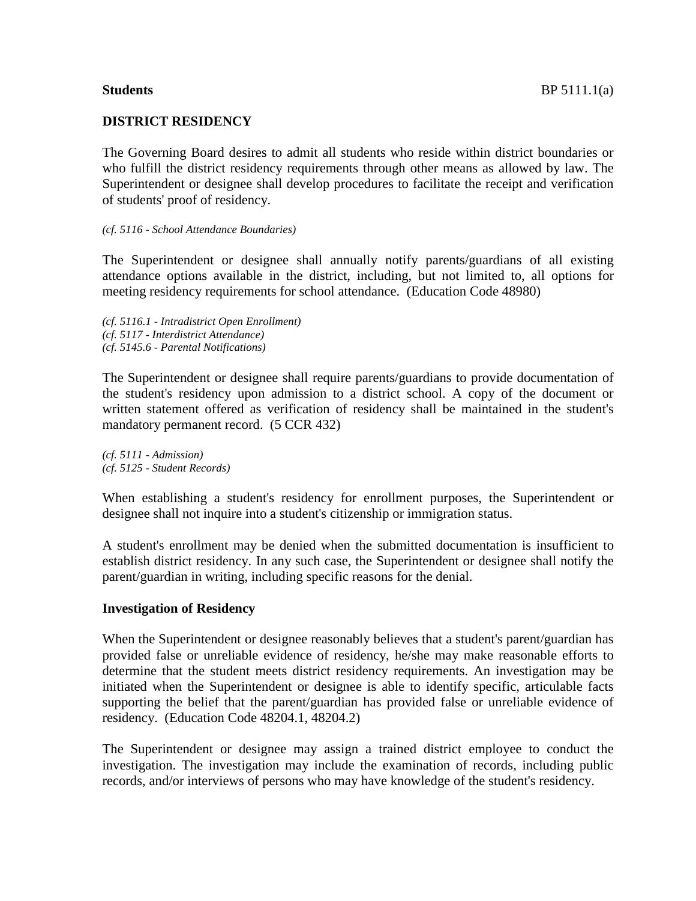**Students** BP 5111.1(a)

## DISTRICT RESIDENCY

The Governing Board desires to admit all students who reside within district boundaries or who fulfill the district residency requirements through other means as allowed by law. The Superintendent or designee shall develop procedures to facilitate the receipt and verification of students' proof of residency.

*(cf. 5116 - School Attendance Boundaries)*

The Superintendent or designee shall annually notify parents/guardians of all existing attendance options available in the district, including, but not limited to, all options for meeting residency requirements for school attendance. (Education Code 48980)

*(cf. 5116.1 - Intradistrict Open Enrollment)*
*(cf. 5117 - Interdistrict Attendance)*
*(cf. 5145.6 - Parental Notifications)*

The Superintendent or designee shall require parents/guardians to provide documentation of the student's residency upon admission to a district school. A copy of the document or written statement offered as verification of residency shall be maintained in the student's mandatory permanent record. (5 CCR 432)

*(cf. 5111 - Admission)*
*(cf. 5125 - Student Records)*

When establishing a student's residency for enrollment purposes, the Superintendent or designee shall not inquire into a student's citizenship or immigration status.

A student's enrollment may be denied when the submitted documentation is insufficient to establish district residency. In any such case, the Superintendent or designee shall notify the parent/guardian in writing, including specific reasons for the denial.

### Investigation of Residency

When the Superintendent or designee reasonably believes that a student's parent/guardian has provided false or unreliable evidence of residency, he/she may make reasonable efforts to determine that the student meets district residency requirements. An investigation may be initiated when the Superintendent or designee is able to identify specific, articulable facts supporting the belief that the parent/guardian has provided false or unreliable evidence of residency. (Education Code 48204.1, 48204.2)

The Superintendent or designee may assign a trained district employee to conduct the investigation. The investigation may include the examination of records, including public records, and/or interviews of persons who may have knowledge of the student's residency.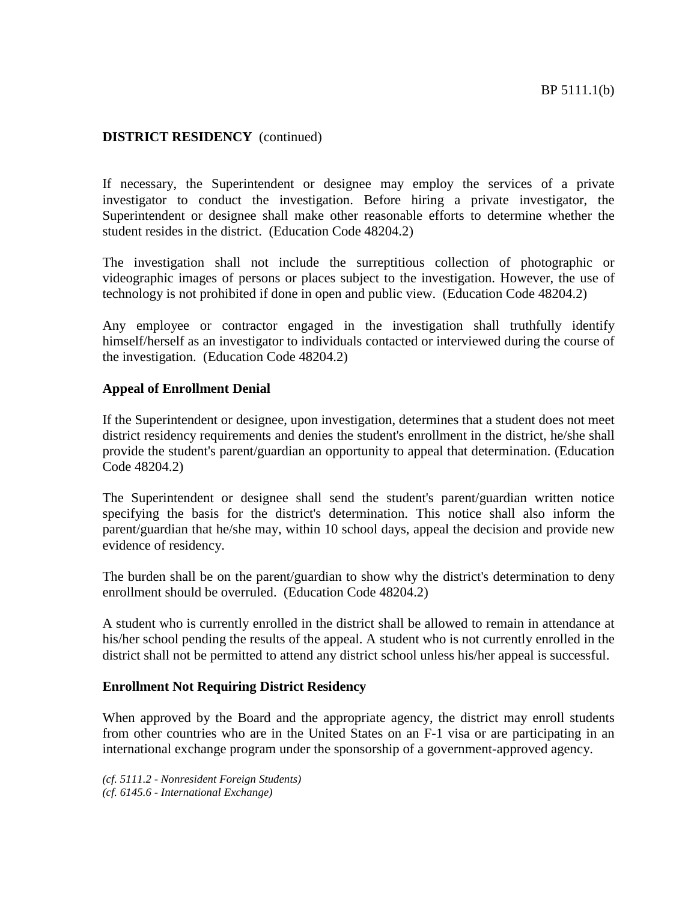**DISTRICT RESIDENCY** (continued)

If necessary, the Superintendent or designee may employ the services of a private investigator to conduct the investigation. Before hiring a private investigator, the Superintendent or designee shall make other reasonable efforts to determine whether the student resides in the district. (Education Code 48204.2)

The investigation shall not include the surreptitious collection of photographic or videographic images of persons or places subject to the investigation. However, the use of technology is not prohibited if done in open and public view. (Education Code 48204.2)

Any employee or contractor engaged in the investigation shall truthfully identify himself/herself as an investigator to individuals contacted or interviewed during the course of the investigation. (Education Code 48204.2)

**Appeal of Enrollment Denial**

If the Superintendent or designee, upon investigation, determines that a student does not meet district residency requirements and denies the student's enrollment in the district, he/she shall provide the student's parent/guardian an opportunity to appeal that determination. (Education Code 48204.2)

The Superintendent or designee shall send the student's parent/guardian written notice specifying the basis for the district's determination. This notice shall also inform the parent/guardian that he/she may, within 10 school days, appeal the decision and provide new evidence of residency.

The burden shall be on the parent/guardian to show why the district's determination to deny enrollment should be overruled. (Education Code 48204.2)

A student who is currently enrolled in the district shall be allowed to remain in attendance at his/her school pending the results of the appeal. A student who is not currently enrolled in the district shall not be permitted to attend any district school unless his/her appeal is successful.

**Enrollment Not Requiring District Residency**

When approved by the Board and the appropriate agency, the district may enroll students from other countries who are in the United States on an F-1 visa or are participating in an international exchange program under the sponsorship of a government-approved agency.

*(cf. 5111.2 - Nonresident Foreign Students)*
*(cf. 6145.6 - International Exchange)*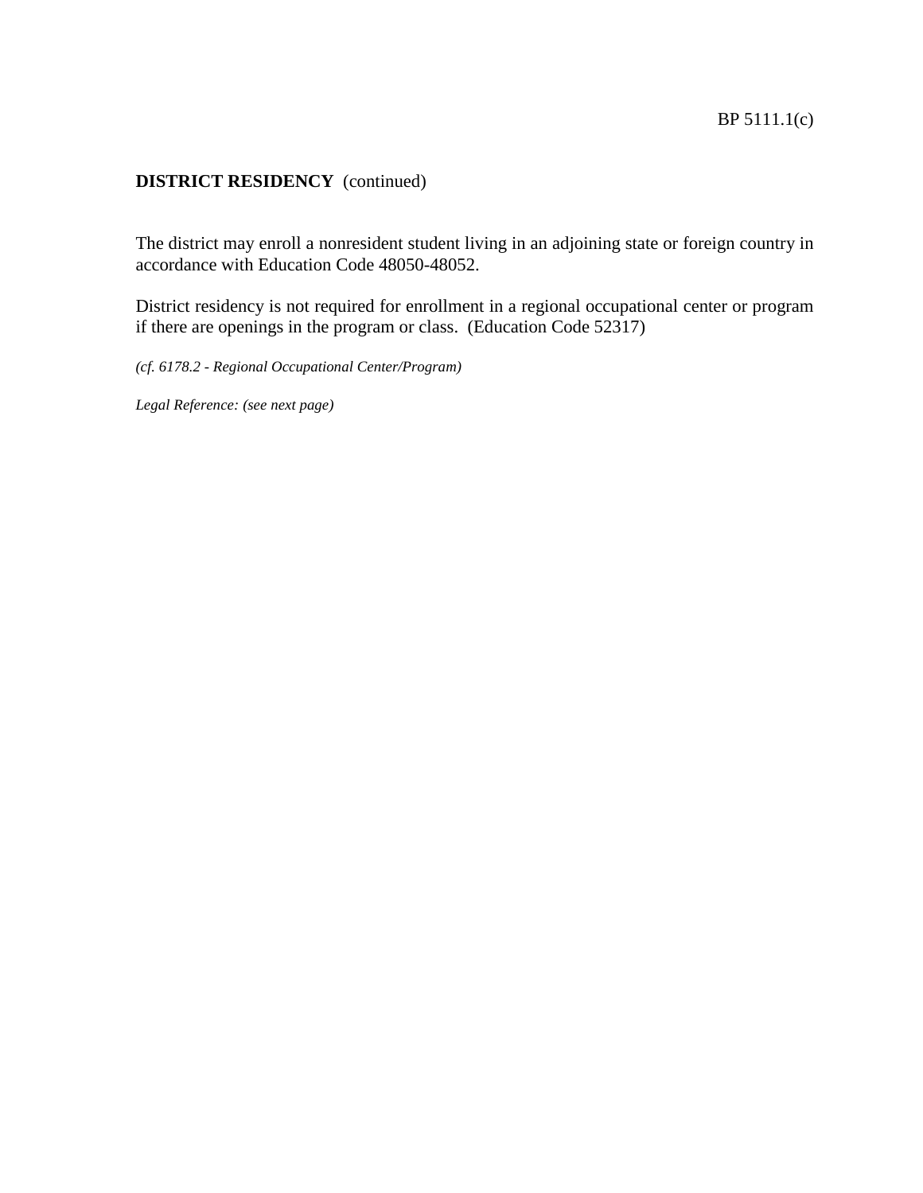**DISTRICT RESIDENCY** (continued)

The district may enroll a nonresident student living in an adjoining state or foreign country in accordance with Education Code 48050-48052.

District residency is not required for enrollment in a regional occupational center or program if there are openings in the program or class. (Education Code 52317)

*(cf. 6178.2 - Regional Occupational Center/Program)*

*Legal Reference: (see next page)*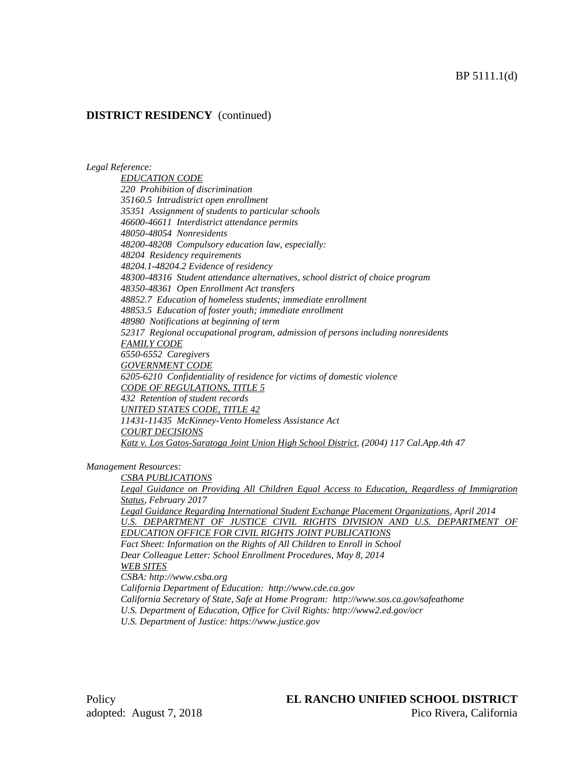**DISTRICT RESIDENCY** (continued)

*Legal Reference:*

*EDUCATION CODE*
*220 Prohibition of discrimination*
*35160.5 Intradistrict open enrollment*
*35351 Assignment of students to particular schools*
*46600-46611 Interdistrict attendance permits*
*48050-48054 Nonresidents*
*48200-48208 Compulsory education law, especially:*
*48204 Residency requirements*
*48204.1-48204.2 Evidence of residency*
*48300-48316 Student attendance alternatives, school district of choice program*
*48350-48361 Open Enrollment Act transfers*
*48852.7 Education of homeless students; immediate enrollment*
*48853.5 Education of foster youth; immediate enrollment*
*48980 Notifications at beginning of term*
*52317 Regional occupational program, admission of persons including nonresidents*
*FAMILY CODE*
*6550-6552 Caregivers*
*GOVERNMENT CODE*
*6205-6210 Confidentiality of residence for victims of domestic violence*
*CODE OF REGULATIONS, TITLE 5*
*432 Retention of student records*
*UNITED STATES CODE, TITLE 42*
*11431-11435 McKinney-Vento Homeless Assistance Act*
*COURT DECISIONS*
*Katz v. Los Gatos-Saratoga Joint Union High School District, (2004) 117 Cal.App.4th 47*

*Management Resources:*

*CSBA PUBLICATIONS*
*Legal Guidance on Providing All Children Equal Access to Education, Regardless of Immigration Status, February 2017*
*Legal Guidance Regarding International Student Exchange Placement Organizations, April 2014*
*U.S. DEPARTMENT OF JUSTICE CIVIL RIGHTS DIVISION AND U.S. DEPARTMENT OF EDUCATION OFFICE FOR CIVIL RIGHTS JOINT PUBLICATIONS*
*Fact Sheet: Information on the Rights of All Children to Enroll in School*
*Dear Colleague Letter: School Enrollment Procedures, May 8, 2014*
*WEB SITES*
*CSBA: http://www.csba.org*
*California Department of Education: http://www.cde.ca.gov*
*California Secretary of State, Safe at Home Program: http://www.sos.ca.gov/safeathome*
*U.S. Department of Education, Office for Civil Rights: http://www2.ed.gov/ocr*
*U.S. Department of Justice: https://www.justice.gov*

Policy
adopted: August 7, 2018

**EL RANCHO UNIFIED SCHOOL DISTRICT**
Pico Rivera, California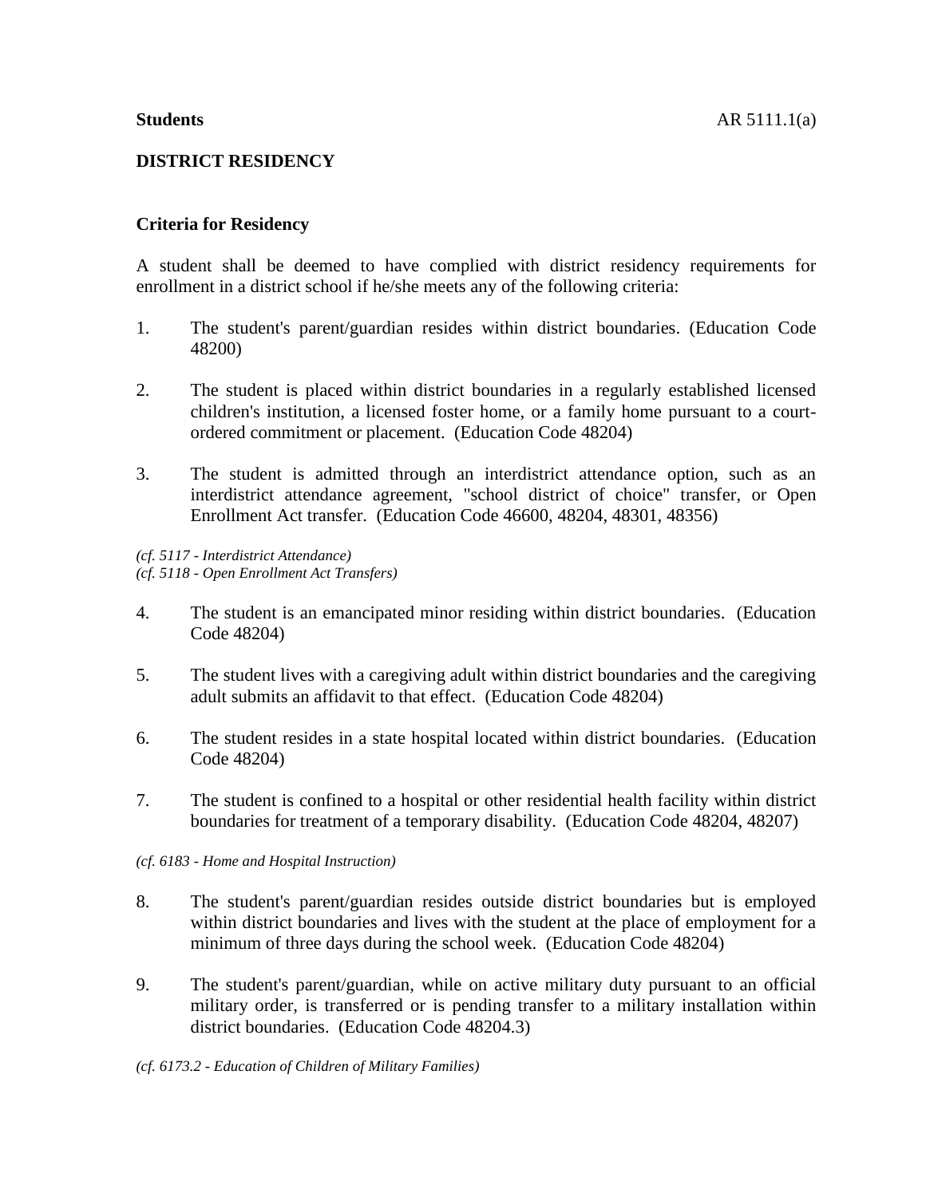**Students**

**DISTRICT RESIDENCY**

**Criteria for Residency**

A student shall be deemed to have complied with district residency requirements for enrollment in a district school if he/she meets any of the following criteria:

1. The student's parent/guardian resides within district boundaries. (Education Code 48200)

2. The student is placed within district boundaries in a regularly established licensed children's institution, a licensed foster home, or a family home pursuant to a court-ordered commitment or placement. (Education Code 48204)

3. The student is admitted through an interdistrict attendance option, such as an interdistrict attendance agreement, "school district of choice" transfer, or Open Enrollment Act transfer. (Education Code 46600, 48204, 48301, 48356)

*(cf. 5117 - Interdistrict Attendance)*
*(cf. 5118 - Open Enrollment Act Transfers)*

4. The student is an emancipated minor residing within district boundaries. (Education Code 48204)

5. The student lives with a caregiving adult within district boundaries and the caregiving adult submits an affidavit to that effect. (Education Code 48204)

6. The student resides in a state hospital located within district boundaries. (Education Code 48204)

7. The student is confined to a hospital or other residential health facility within district boundaries for treatment of a temporary disability. (Education Code 48204, 48207)

*(cf. 6183 - Home and Hospital Instruction)*

8. The student's parent/guardian resides outside district boundaries but is employed within district boundaries and lives with the student at the place of employment for a minimum of three days during the school week. (Education Code 48204)

9. The student's parent/guardian, while on active military duty pursuant to an official military order, is transferred or is pending transfer to a military installation within district boundaries. (Education Code 48204.3)

*(cf. 6173.2 - Education of Children of Military Families)*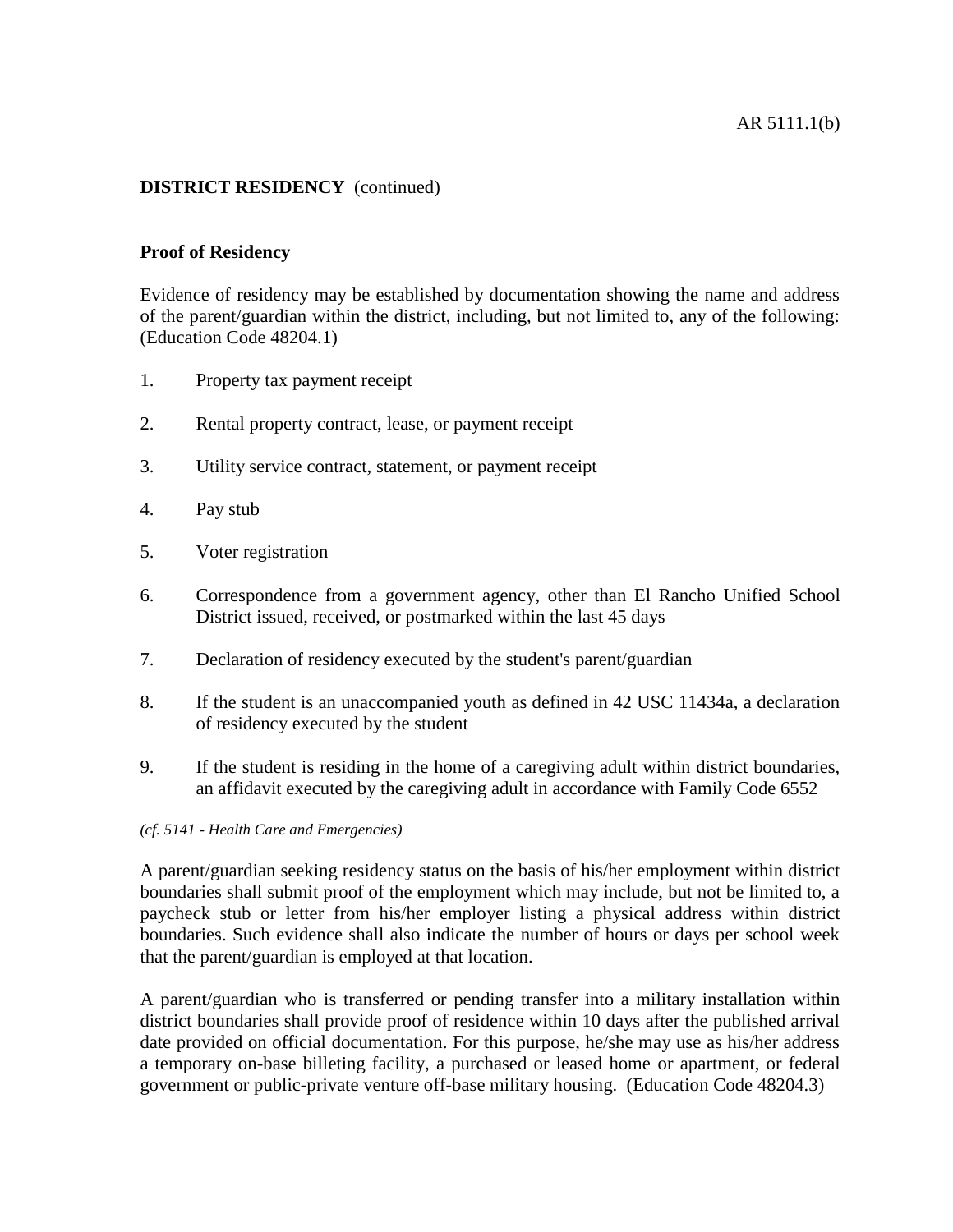**DISTRICT RESIDENCY** (continued)

**Proof of Residency**

Evidence of residency may be established by documentation showing the name and address of the parent/guardian within the district, including, but not limited to, any of the following: (Education Code 48204.1)

1. Property tax payment receipt
2. Rental property contract, lease, or payment receipt
3. Utility service contract, statement, or payment receipt
4. Pay stub
5. Voter registration
6. Correspondence from a government agency, other than El Rancho Unified School District issued, received, or postmarked within the last 45 days
7. Declaration of residency executed by the student's parent/guardian
8. If the student is an unaccompanied youth as defined in 42 USC 11434a, a declaration of residency executed by the student
9. If the student is residing in the home of a caregiving adult within district boundaries, an affidavit executed by the caregiving adult in accordance with Family Code 6552

*(cf. 5141 - Health Care and Emergencies)*

A parent/guardian seeking residency status on the basis of his/her employment within district boundaries shall submit proof of the employment which may include, but not be limited to, a paycheck stub or letter from his/her employer listing a physical address within district boundaries. Such evidence shall also indicate the number of hours or days per school week that the parent/guardian is employed at that location.

A parent/guardian who is transferred or pending transfer into a military installation within district boundaries shall provide proof of residence within 10 days after the published arrival date provided on official documentation. For this purpose, he/she may use as his/her address a temporary on-base billeting facility, a purchased or leased home or apartment, or federal government or public-private venture off-base military housing. (Education Code 48204.3)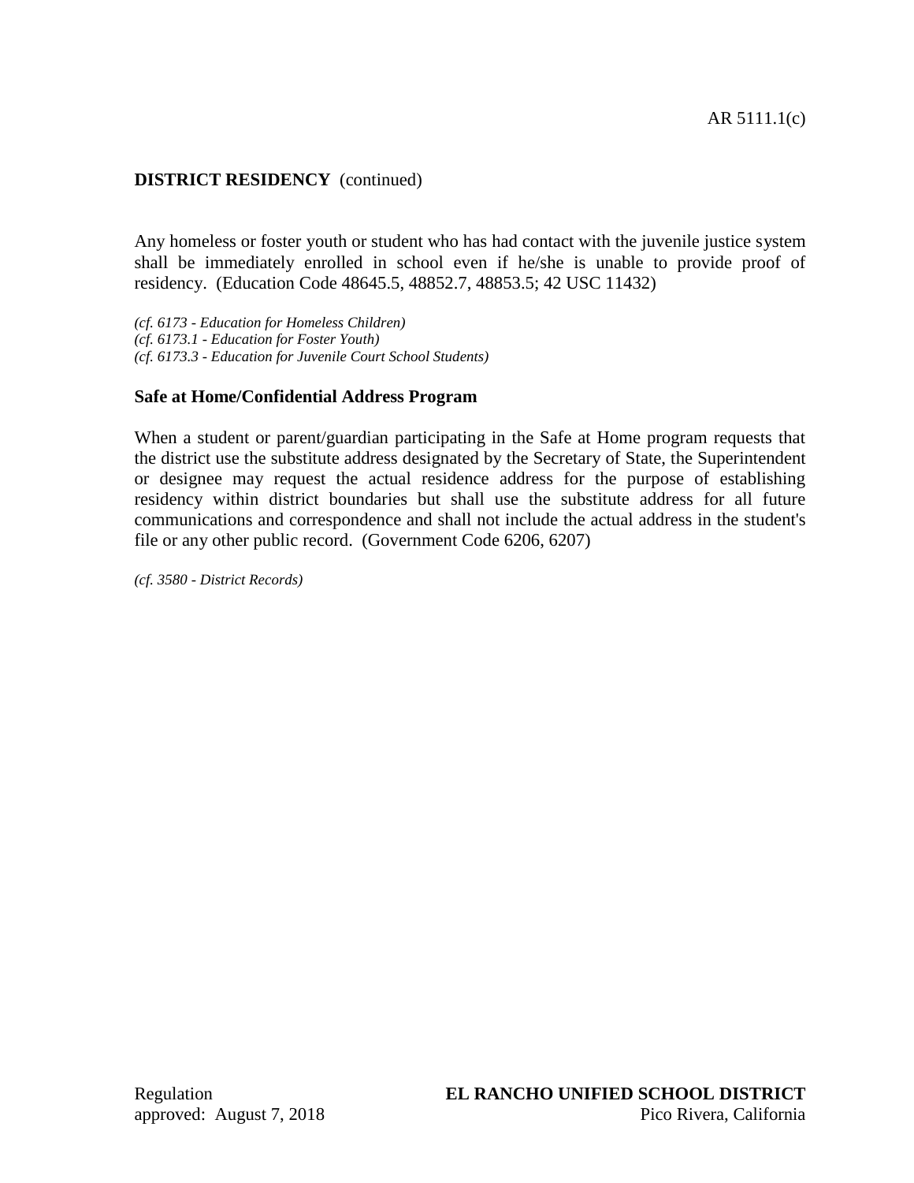**DISTRICT RESIDENCY** (continued)

Any homeless or foster youth or student who has had contact with the juvenile justice system shall be immediately enrolled in school even if he/she is unable to provide proof of residency. (Education Code 48645.5, 48852.7, 48853.5; 42 USC 11432)

*(cf. 6173 - Education for Homeless Children)*
*(cf. 6173.1 - Education for Foster Youth)*
*(cf. 6173.3 - Education for Juvenile Court School Students)*

**Safe at Home/Confidential Address Program**

When a student or parent/guardian participating in the Safe at Home program requests that the district use the substitute address designated by the Secretary of State, the Superintendent or designee may request the actual residence address for the purpose of establishing residency within district boundaries but shall use the substitute address for all future communications and correspondence and shall not include the actual address in the student's file or any other public record. (Government Code 6206, 6207)

*(cf. 3580 - District Records)*

Regulation
approved: August 7, 2018

**EL RANCHO UNIFIED SCHOOL DISTRICT**
Pico Rivera, California